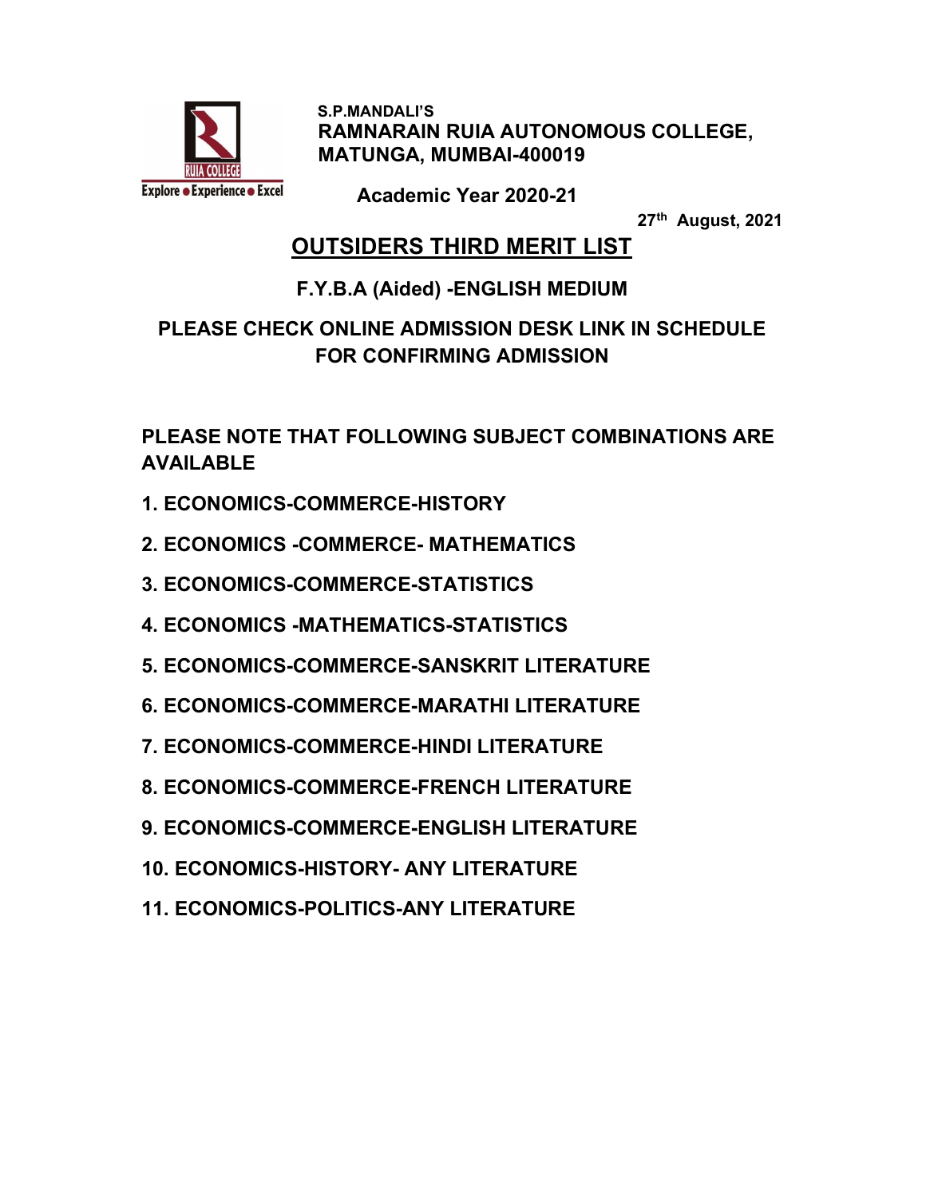S.P.MANDALI'S
**RAMNARAIN RUIA AUTONOMOUS COLLEGE, MATUNGA, MUMBAI-400019**

RUIA COLLEGE
Explore ● Experience ● Excel

**Academic Year 2020-21**

27th August, 2021

# OUTSIDERS THIRD MERIT LIST

## F.Y.B.A (Aided) -ENGLISH MEDIUM

**PLEASE CHECK ONLINE ADMISSION DESK LINK IN SCHEDULE FOR CONFIRMING ADMISSION**

**PLEASE NOTE THAT FOLLOWING SUBJECT COMBINATIONS ARE AVAILABLE**

1. ECONOMICS-COMMERCE-HISTORY
2. ECONOMICS -COMMERCE- MATHEMATICS
3. ECONOMICS-COMMERCE-STATISTICS
4. ECONOMICS -MATHEMATICS-STATISTICS
5. ECONOMICS-COMMERCE-SANSKRIT LITERATURE
6. ECONOMICS-COMMERCE-MARATHI LITERATURE
7. ECONOMICS-COMMERCE-HINDI LITERATURE
8. ECONOMICS-COMMERCE-FRENCH LITERATURE
9. ECONOMICS-COMMERCE-ENGLISH LITERATURE
10. ECONOMICS-HISTORY- ANY LITERATURE
11. ECONOMICS-POLITICS-ANY LITERATURE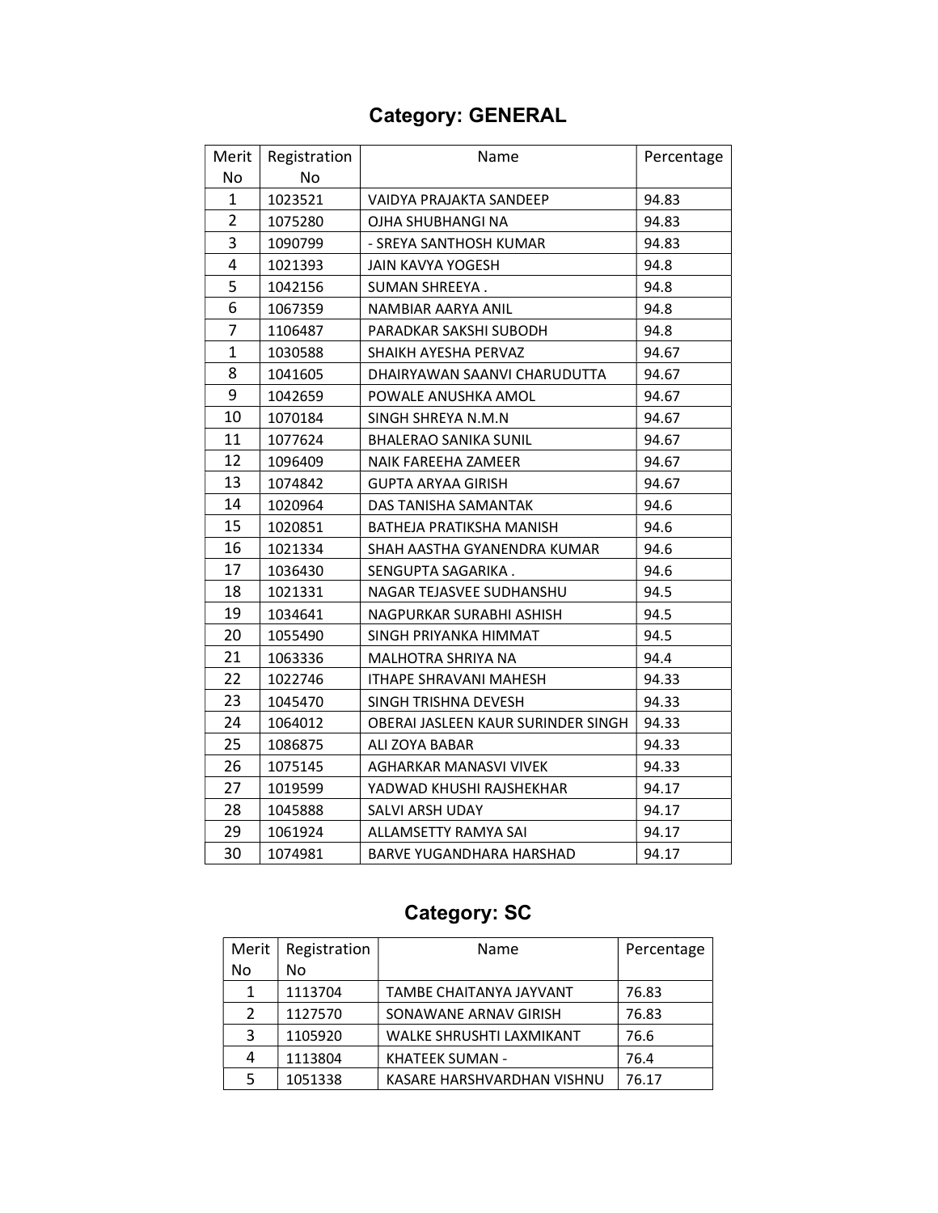## Category: GENERAL

| Merit No | Registration No | Name | Percentage |
|---|---|---|---|
| 1 | 1023521 | VAIDYA PRAJAKTA SANDEEP | 94.83 |
| 2 | 1075280 | OJHA SHUBHANGI NA | 94.83 |
| 3 | 1090799 | - SREYA SANTHOSH KUMAR | 94.83 |
| 4 | 1021393 | JAIN KAVYA YOGESH | 94.8 |
| 5 | 1042156 | SUMAN SHREEYA . | 94.8 |
| 6 | 1067359 | NAMBIAR AARYA ANIL | 94.8 |
| 7 | 1106487 | PARADKAR SAKSHI SUBODH | 94.8 |
| 1 | 1030588 | SHAIKH AYESHA PERVAZ | 94.67 |
| 8 | 1041605 | DHAIRYAWAN SAANVI CHARUDUTTA | 94.67 |
| 9 | 1042659 | POWALE ANUSHKA AMOL | 94.67 |
| 10 | 1070184 | SINGH SHREYA N.M.N | 94.67 |
| 11 | 1077624 | BHALERAO SANIKA SUNIL | 94.67 |
| 12 | 1096409 | NAIK FAREEHA ZAMEER | 94.67 |
| 13 | 1074842 | GUPTA ARYAA GIRISH | 94.67 |
| 14 | 1020964 | DAS TANISHA SAMANTAK | 94.6 |
| 15 | 1020851 | BATHEJA PRATIKSHA MANISH | 94.6 |
| 16 | 1021334 | SHAH AASTHA GYANENDRA KUMAR | 94.6 |
| 17 | 1036430 | SENGUPTA SAGARIKA . | 94.6 |
| 18 | 1021331 | NAGAR TEJASVEE SUDHANSHU | 94.5 |
| 19 | 1034641 | NAGPURKAR SURABHI ASHISH | 94.5 |
| 20 | 1055490 | SINGH PRIYANKA HIMMAT | 94.5 |
| 21 | 1063336 | MALHOTRA SHRIYA NA | 94.4 |
| 22 | 1022746 | ITHAPE SHRAVANI MAHESH | 94.33 |
| 23 | 1045470 | SINGH TRISHNA DEVESH | 94.33 |
| 24 | 1064012 | OBERAI JASLEEN KAUR SURINDER SINGH | 94.33 |
| 25 | 1086875 | ALI ZOYA BABAR | 94.33 |
| 26 | 1075145 | AGHARKAR MANASVI VIVEK | 94.33 |
| 27 | 1019599 | YADWAD KHUSHI RAJSHEKHAR | 94.17 |
| 28 | 1045888 | SALVI ARSH UDAY | 94.17 |
| 29 | 1061924 | ALLAMSETTY RAMYA SAI | 94.17 |
| 30 | 1074981 | BARVE YUGANDHARA HARSHAD | 94.17 |

## Category: SC

| Merit No | Registration No | Name | Percentage |
|---|---|---|---|
| 1 | 1113704 | TAMBE CHAITANYA JAYVANT | 76.83 |
| 2 | 1127570 | SONAWANE ARNAV GIRISH | 76.83 |
| 3 | 1105920 | WALKE SHRUSHTI LAXMIKANT | 76.6 |
| 4 | 1113804 | KHATEEK SUMAN - | 76.4 |
| 5 | 1051338 | KASARE HARSHVARDHAN VISHNU | 76.17 |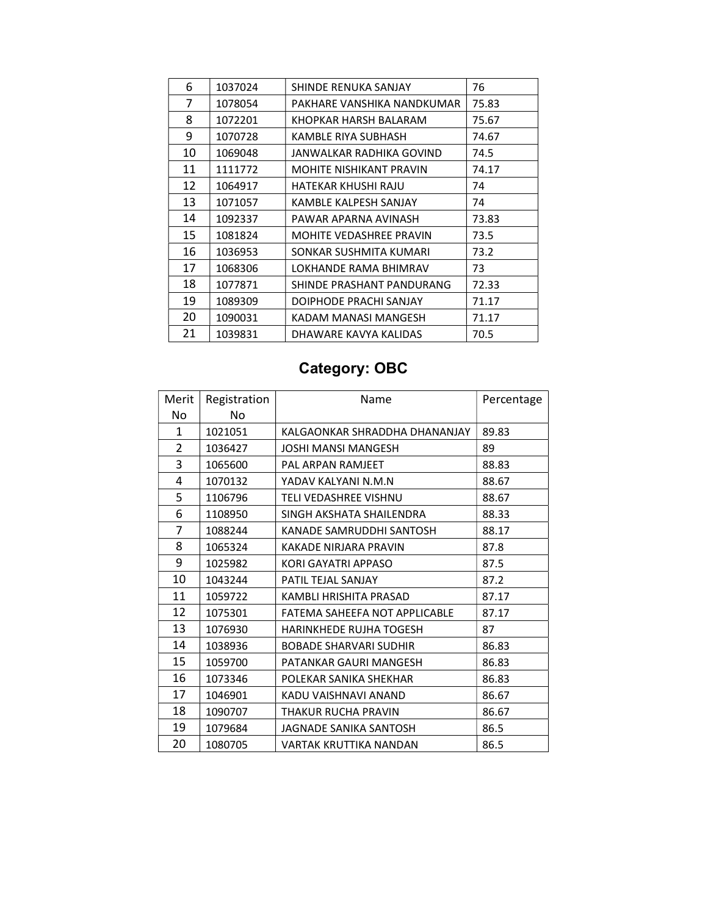| | | | |
|---|---|---|---|
| 6 | 1037024 | SHINDE RENUKA SANJAY | 76 |
| 7 | 1078054 | PAKHARE VANSHIKA NANDKUMAR | 75.83 |
| 8 | 1072201 | KHOPKAR HARSH BALARAM | 75.67 |
| 9 | 1070728 | KAMBLE RIYA SUBHASH | 74.67 |
| 10 | 1069048 | JANWALKAR RADHIKA GOVIND | 74.5 |
| 11 | 1111772 | MOHITE NISHIKANT PRAVIN | 74.17 |
| 12 | 1064917 | HATEKAR KHUSHI RAJU | 74 |
| 13 | 1071057 | KAMBLE KALPESH SANJAY | 74 |
| 14 | 1092337 | PAWAR APARNA AVINASH | 73.83 |
| 15 | 1081824 | MOHITE VEDASHREE PRAVIN | 73.5 |
| 16 | 1036953 | SONKAR SUSHMITA KUMARI | 73.2 |
| 17 | 1068306 | LOKHANDE RAMA BHIMRAV | 73 |
| 18 | 1077871 | SHINDE PRASHANT PANDURANG | 72.33 |
| 19 | 1089309 | DOIPHODE PRACHI SANJAY | 71.17 |
| 20 | 1090031 | KADAM MANASI MANGESH | 71.17 |
| 21 | 1039831 | DHAWARE KAVYA KALIDAS | 70.5 |

## Category: OBC

| Merit No | Registration No | Name | Percentage |
|---|---|---|---|
| 1 | 1021051 | KALGAONKAR SHRADDHA DHANANJAY | 89.83 |
| 2 | 1036427 | JOSHI MANSI MANGESH | 89 |
| 3 | 1065600 | PAL ARPAN RAMJEET | 88.83 |
| 4 | 1070132 | YADAV KALYANI N.M.N | 88.67 |
| 5 | 1106796 | TELI VEDASHREE VISHNU | 88.67 |
| 6 | 1108950 | SINGH AKSHATA SHAILENDRA | 88.33 |
| 7 | 1088244 | KANADE SAMRUDDHI SANTOSH | 88.17 |
| 8 | 1065324 | KAKADE NIRJARA PRAVIN | 87.8 |
| 9 | 1025982 | KORI GAYATRI APPASO | 87.5 |
| 10 | 1043244 | PATIL TEJAL SANJAY | 87.2 |
| 11 | 1059722 | KAMBLI HRISHITA PRASAD | 87.17 |
| 12 | 1075301 | FATEMA SAHEEFA NOT APPLICABLE | 87.17 |
| 13 | 1076930 | HARINKHEDE RUJHA TOGESH | 87 |
| 14 | 1038936 | BOBADE SHARVARI SUDHIR | 86.83 |
| 15 | 1059700 | PATANKAR GAURI MANGESH | 86.83 |
| 16 | 1073346 | POLEKAR SANIKA SHEKHAR | 86.83 |
| 17 | 1046901 | KADU VAISHNAVI ANAND | 86.67 |
| 18 | 1090707 | THAKUR RUCHA PRAVIN | 86.67 |
| 19 | 1079684 | JAGNADE SANIKA SANTOSH | 86.5 |
| 20 | 1080705 | VARTAK KRUTTIKA NANDAN | 86.5 |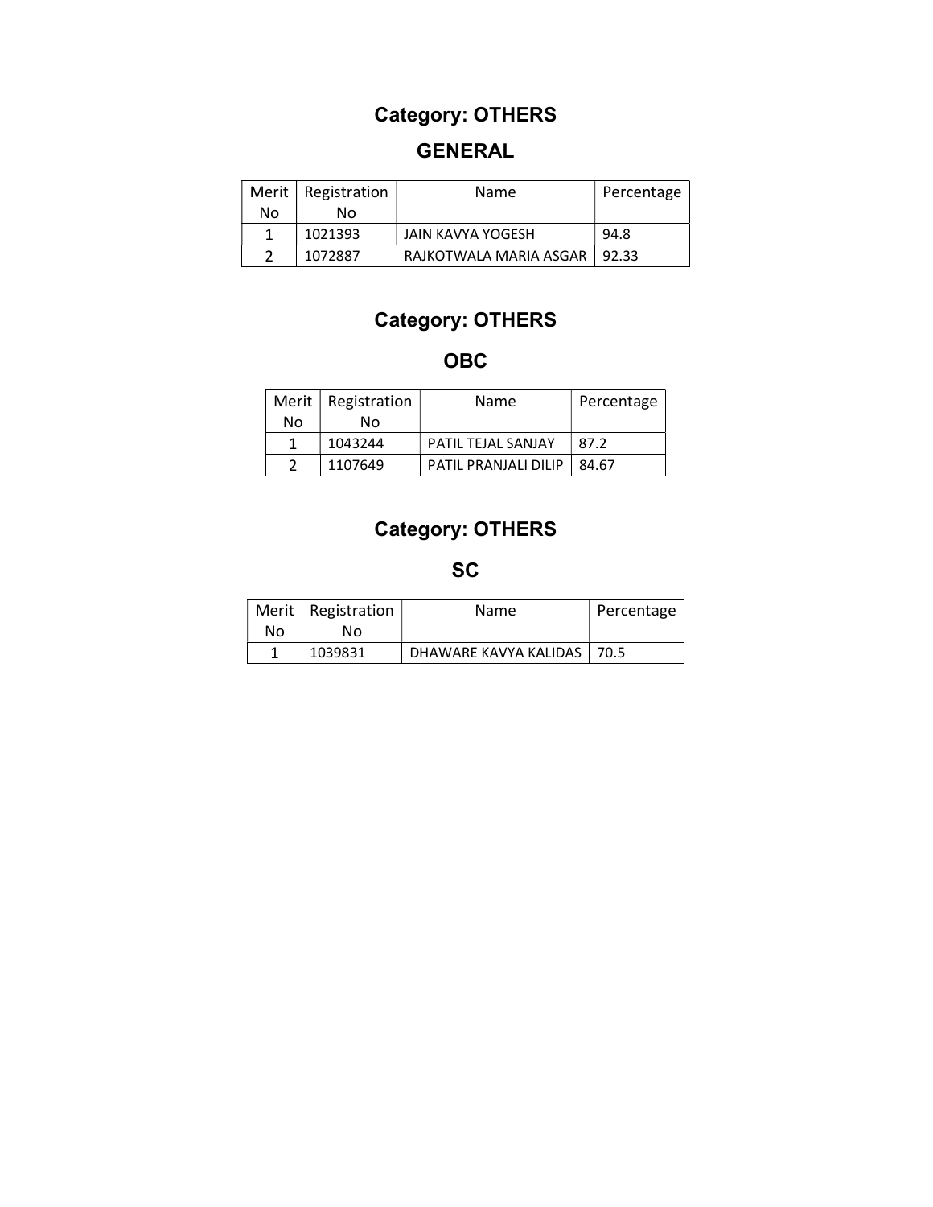## Category: OTHERS

### GENERAL

| Merit No | Registration No | Name | Percentage |
|---|---|---|---|
| 1 | 1021393 | JAIN KAVYA YOGESH | 94.8 |
| 2 | 1072887 | RAJKOTWALA MARIA ASGAR | 92.33 |

## Category: OTHERS

### OBC

| Merit No | Registration No | Name | Percentage |
|---|---|---|---|
| 1 | 1043244 | PATIL TEJAL SANJAY | 87.2 |
| 2 | 1107649 | PATIL PRANJALI DILIP | 84.67 |

## Category: OTHERS

### SC

| Merit No | Registration No | Name | Percentage |
|---|---|---|---|
| 1 | 1039831 | DHAWARE KAVYA KALIDAS | 70.5 |